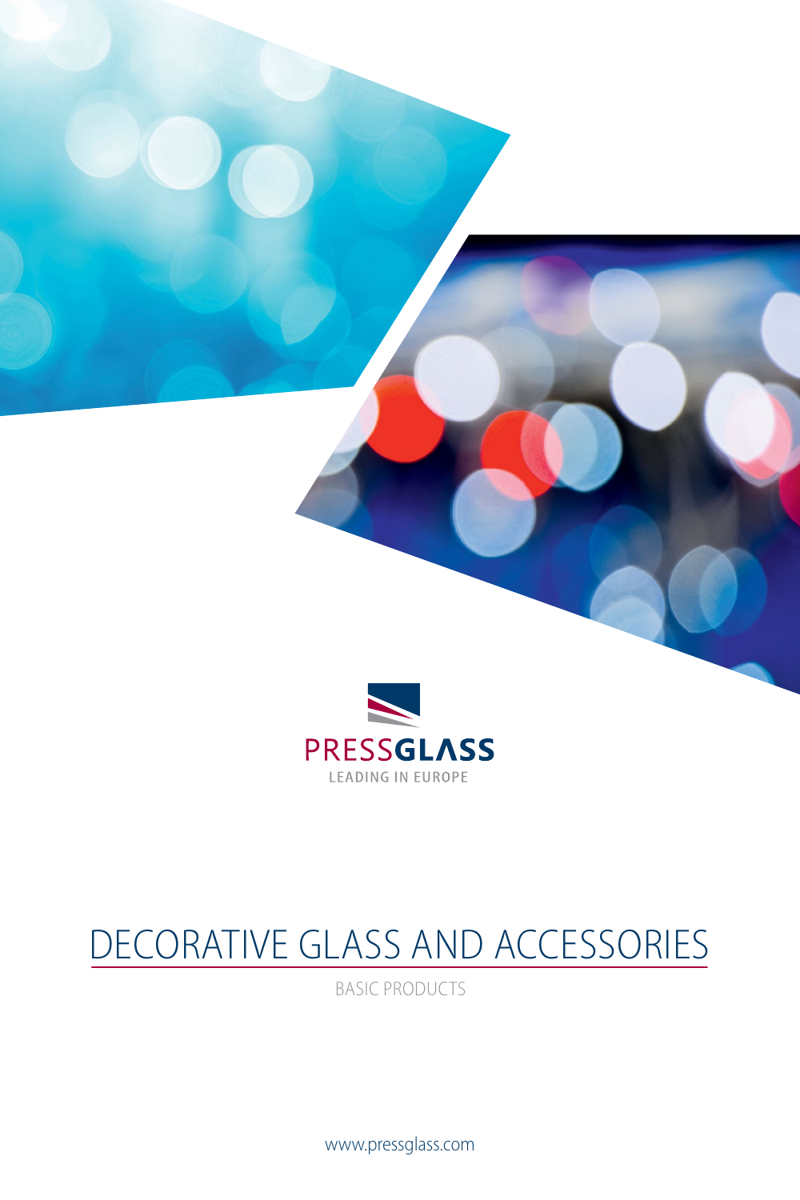PRESSGLASS

LEADING IN EUROPE

# DECORATIVE GLASS AND ACCESSORIES

BASIC PRODUCTS

www.pressglass.com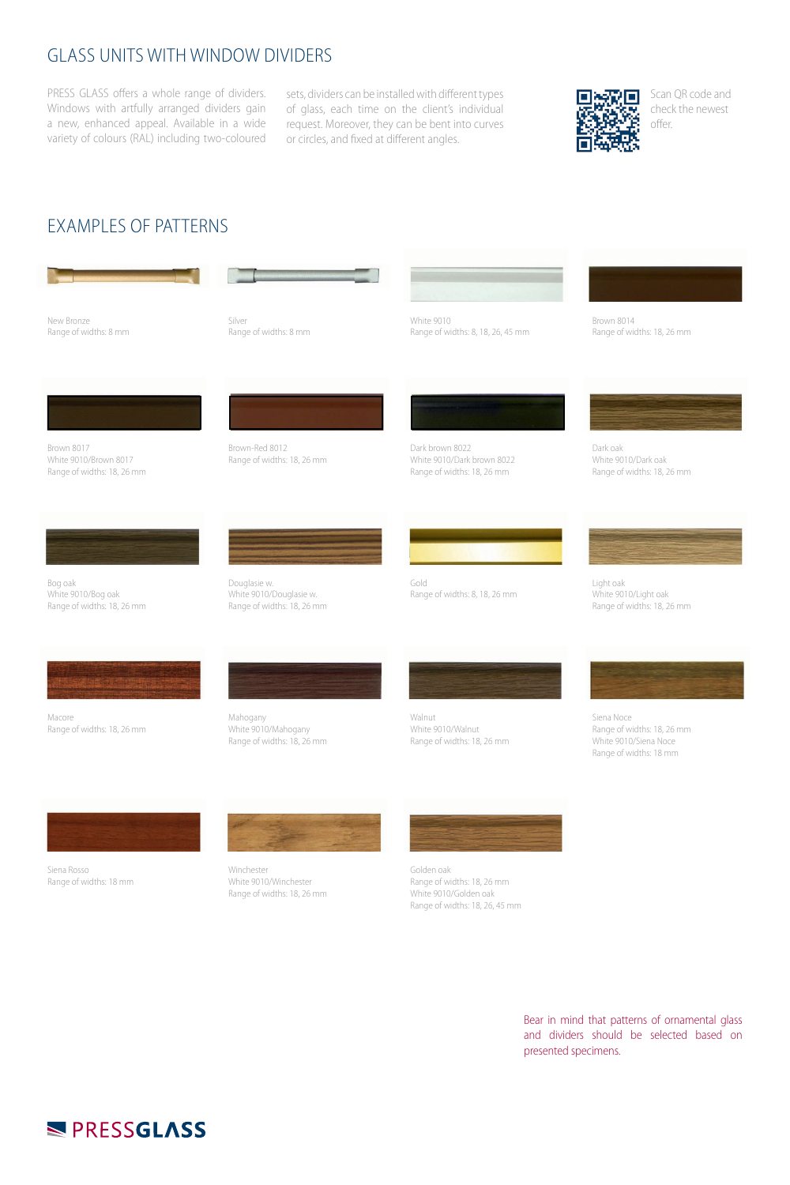# GLASS UNITS WITH WINDOW DIVIDERS

PRESS GLASS offers a whole range of dividers. Windows with artfully arranged dividers gain a new, enhanced appeal. Available in a wide variety of colours (RAL) including two-coloured sets, dividers can be installed with different types of glass, each time on the client's individual request. Moreover, they can be bent into curves or circles, and fixed at different angles.

Scan QR code and check the newest offer.

## EXAMPLES OF PATTERNS

New Bronze
Range of widths: 8 mm

Silver
Range of widths: 8 mm

White 9010
Range of widths: 8, 18, 26, 45 mm

Brown 8014
Range of widths: 18, 26 mm

Brown 8017
White 9010/Brown 8017
Range of widths: 18, 26 mm

Brown-Red 8012
Range of widths: 18, 26 mm

Dark brown 8022
White 9010/Dark brown 8022
Range of widths: 18, 26 mm

Dark oak
White 9010/Dark oak
Range of widths: 18, 26 mm

Bog oak
White 9010/Bog oak
Range of widths: 18, 26 mm

Douglasie w.
White 9010/Douglasie w.
Range of widths: 18, 26 mm

Gold
Range of widths: 8, 18, 26 mm

Light oak
White 9010/Light oak
Range of widths: 18, 26 mm

Macore
Range of widths: 18, 26 mm

Mahogany
White 9010/Mahogany
Range of widths: 18, 26 mm

Walnut
White 9010/Walnut
Range of widths: 18, 26 mm

Siena Noce
Range of widths: 18, 26 mm
White 9010/Siena Noce
Range of widths: 18 mm

Siena Rosso
Range of widths: 18 mm

Winchester
White 9010/Winchester
Range of widths: 18, 26 mm

Golden oak
Range of widths: 18, 26 mm
White 9010/Golden oak
Range of widths: 18, 26, 45 mm

Bear in mind that patterns of ornamental glass and dividers should be selected based on presented specimens.

PRESSGLASS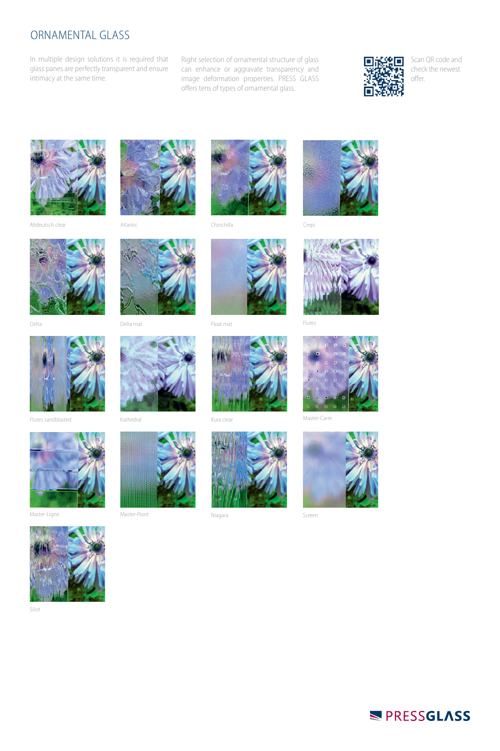# ORNAMENTAL GLASS

In multiple design solutions it is required that glass panes are perfectly transparent and ensure intimacy at the same time.

Right selection of ornamental structure of glass can enhance or aggravate transparency and image deformation properties. PRESS GLASS offers tens of types of ornamental glass.

Scan QR code and check the newest offer.

Altdeutsch clear

Atlantic

Chinchilla

Crepi

Delta

Delta mat

Float mat

Flutes

Flutes sandblasted

Kathedral

Kura clear

Master-Carre

Master-Ligne

Master-Point

Niagara

Screen

Silvit

PRESSGLASS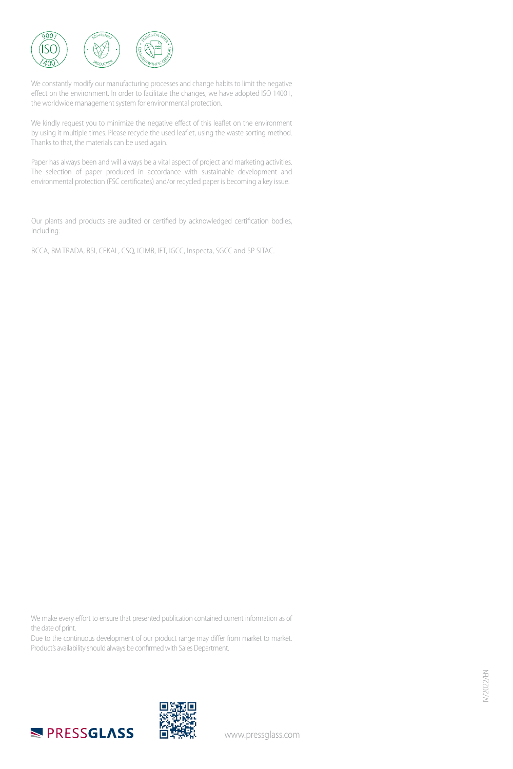We constantly modify our manufacturing processes and change habits to limit the negative effect on the environment. In order to facilitate the changes, we have adopted ISO 14001, the worldwide management system for environmental protection.

We kindly request you to minimize the negative effect of this leaflet on the environment by using it multiple times. Please recycle the used leaflet, using the waste sorting method. Thanks to that, the materials can be used again.

Paper has always been and will always be a vital aspect of project and marketing activities. The selection of paper produced in accordance with sustainable development and environmental protection (FSC certificates) and/or recycled paper is becoming a key issue.

Our plants and products are audited or certified by acknowledged certification bodies, including:

BCCA, BM TRADA, BSI, CEKAL, CSQ, ICiMB, IFT, IGCC, Inspecta, SGCC and SP SITAC.

We make every effort to ensure that presented publication contained current information as of the date of print.
Due to the continuous development of our product range may differ from market to market. Product's availability should always be confirmed with Sales Department.

PRESSGLASS

www.pressglass.com

IV/2022/EN